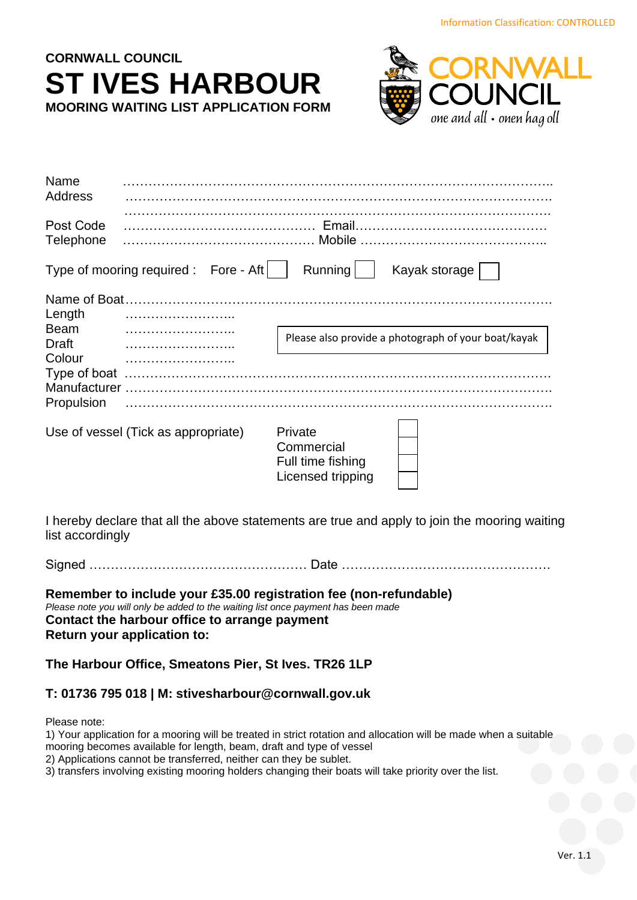Information Classification: CONTROLLED

**CORNWALL COUNCIL**

# ST IVES HARBOUR

**MOORING WAITING LIST APPLICATION FORM**

CORNWALL COUNCIL
one and all • onen hag oll

Name ……………………………………………………………………………………………..
Address ……………………………………………………………………………………….
………………………………………………………………………………………………
Post Code ……………………………………… Email………………………………………
Telephone ……………………………………… Mobile ……………………………………..

Type of mooring required : Fore - Aft ☐ Running ☐ Kayak storage ☐

Name of Boat……………………………………………………………………………………
Length ……………………..
Beam ……………………..
Draft ……………………..
Colour ……………………..
Type of boat ……………………………………………………………………………………
Manufacturer ……………………………………………………………………………………
Propulsion ……………………………………………………………………………………

Please also provide a photograph of your boat/kayak

Use of vessel (Tick as appropriate)

- Private ☐
- Commercial ☐
- Full time fishing ☐
- Licensed tripping ☐

I hereby declare that all the above statements are true and apply to join the mooring waiting list accordingly

Signed …………………………………………… Date …………………………………………

**Remember to include your £35.00 registration fee (non-refundable)**
*Please note you will only be added to the waiting list once payment has been made*
**Contact the harbour office to arrange payment**
**Return your application to:**

**The Harbour Office, Smeatons Pier, St Ives. TR26 1LP**

**T: 01736 795 018 | M: stivesharbour@cornwall.gov.uk**

Please note:
1) Your application for a mooring will be treated in strict rotation and allocation will be made when a suitable mooring becomes available for length, beam, draft and type of vessel
2) Applications cannot be transferred, neither can they be sublet.
3) transfers involving existing mooring holders changing their boats will take priority over the list.

Ver. 1.1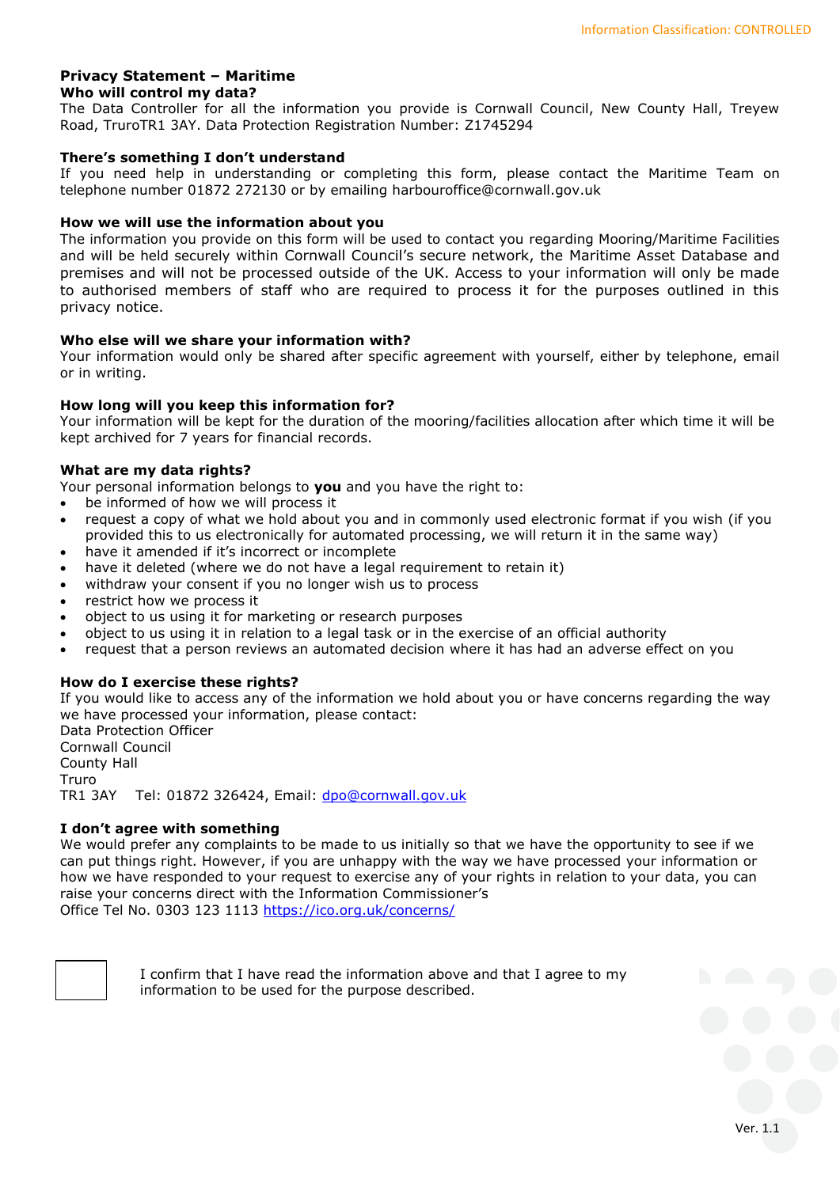**Privacy Statement – Maritime**

**Who will control my data?**

The Data Controller for all the information you provide is Cornwall Council, New County Hall, Treyew Road, TruroTR1 3AY. Data Protection Registration Number: Z1745294

**There's something I don't understand**

If you need help in understanding or completing this form, please contact the Maritime Team on telephone number 01872 272130 or by emailing harbouroffice@cornwall.gov.uk

**How we will use the information about you**

The information you provide on this form will be used to contact you regarding Mooring/Maritime Facilities and will be held securely within Cornwall Council's secure network, the Maritime Asset Database and premises and will not be processed outside of the UK. Access to your information will only be made to authorised members of staff who are required to process it for the purposes outlined in this privacy notice.

**Who else will we share your information with?**

Your information would only be shared after specific agreement with yourself, either by telephone, email or in writing.

**How long will you keep this information for?**

Your information will be kept for the duration of the mooring/facilities allocation after which time it will be kept archived for 7 years for financial records.

**What are my data rights?**

Your personal information belongs to **you** and you have the right to:

- be informed of how we will process it
- request a copy of what we hold about you and in commonly used electronic format if you wish (if you provided this to us electronically for automated processing, we will return it in the same way)
- have it amended if it's incorrect or incomplete
- have it deleted (where we do not have a legal requirement to retain it)
- withdraw your consent if you no longer wish us to process
- restrict how we process it
- object to us using it for marketing or research purposes
- object to us using it in relation to a legal task or in the exercise of an official authority
- request that a person reviews an automated decision where it has had an adverse effect on you

**How do I exercise these rights?**

If you would like to access any of the information we hold about you or have concerns regarding the way we have processed your information, please contact:

Data Protection Officer
Cornwall Council
County Hall
Truro
TR1 3AY Tel: 01872 326424, Email: dpo@cornwall.gov.uk

**I don't agree with something**

We would prefer any complaints to be made to us initially so that we have the opportunity to see if we can put things right. However, if you are unhappy with the way we have processed your information or how we have responded to your request to exercise any of your rights in relation to your data, you can raise your concerns direct with the Information Commissioner's Office Tel No. 0303 123 1113 https://ico.org.uk/concerns/

☐ I confirm that I have read the information above and that I agree to my information to be used for the purpose described.

Ver. 1.1